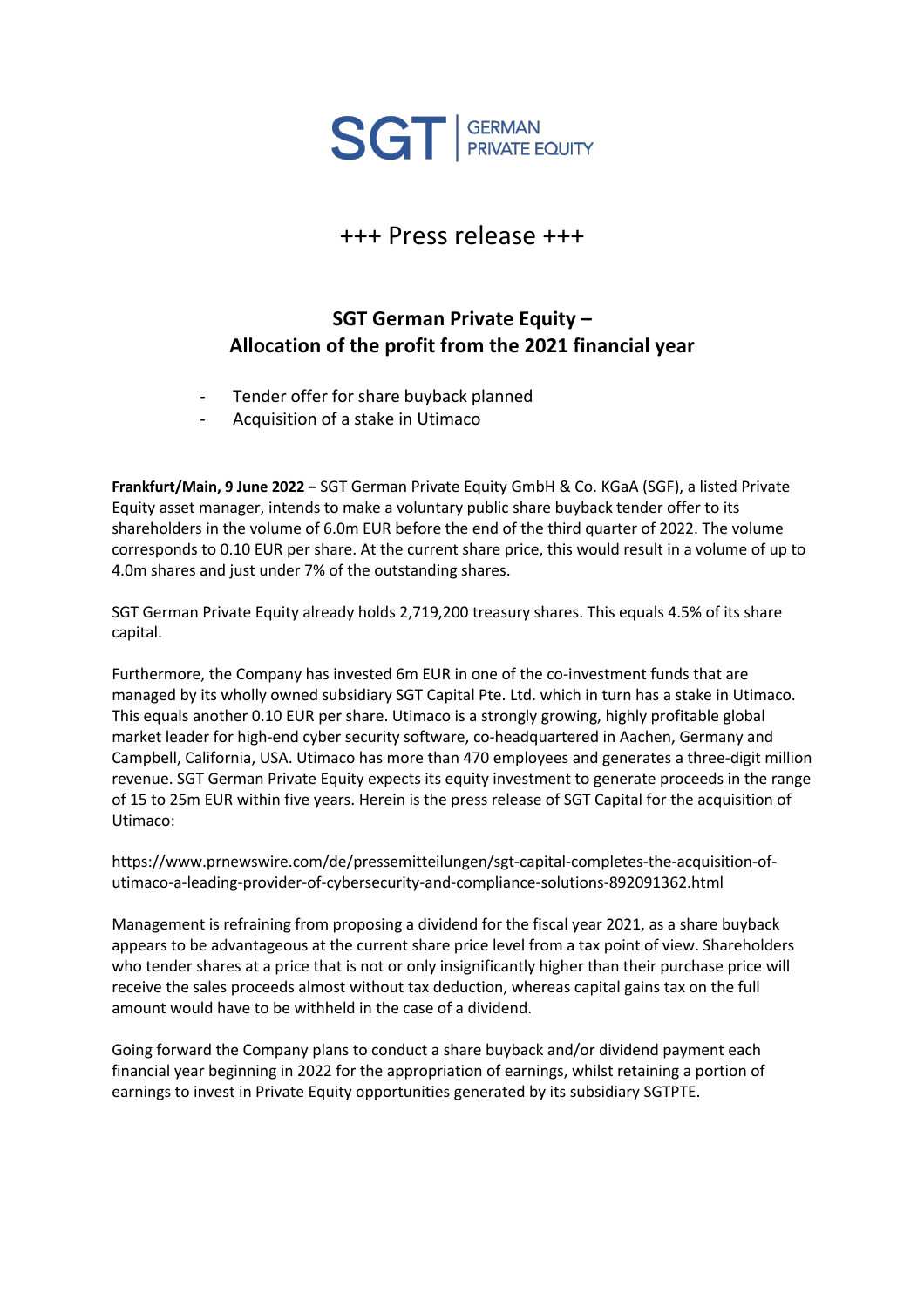SGT | GERMAN PRIVATE EQUITY

+++ Press release +++

# SGT German Private Equity – Allocation of the profit from the 2021 financial year

- Tender offer for share buyback planned
- Acquisition of a stake in Utimaco

**Frankfurt/Main, 9 June 2022 –** SGT German Private Equity GmbH & Co. KGaA (SGF), a listed Private Equity asset manager, intends to make a voluntary public share buyback tender offer to its shareholders in the volume of 6.0m EUR before the end of the third quarter of 2022. The volume corresponds to 0.10 EUR per share. At the current share price, this would result in a volume of up to 4.0m shares and just under 7% of the outstanding shares.

SGT German Private Equity already holds 2,719,200 treasury shares. This equals 4.5% of its share capital.

Furthermore, the Company has invested 6m EUR in one of the co-investment funds that are managed by its wholly owned subsidiary SGT Capital Pte. Ltd. which in turn has a stake in Utimaco. This equals another 0.10 EUR per share. Utimaco is a strongly growing, highly profitable global market leader for high-end cyber security software, co-headquartered in Aachen, Germany and Campbell, California, USA. Utimaco has more than 470 employees and generates a three-digit million revenue. SGT German Private Equity expects its equity investment to generate proceeds in the range of 15 to 25m EUR within five years. Herein is the press release of SGT Capital for the acquisition of Utimaco:

https://www.prnewswire.com/de/pressemitteilungen/sgt-capital-completes-the-acquisition-of-utimaco-a-leading-provider-of-cybersecurity-and-compliance-solutions-892091362.html

Management is refraining from proposing a dividend for the fiscal year 2021, as a share buyback appears to be advantageous at the current share price level from a tax point of view. Shareholders who tender shares at a price that is not or only insignificantly higher than their purchase price will receive the sales proceeds almost without tax deduction, whereas capital gains tax on the full amount would have to be withheld in the case of a dividend.

Going forward the Company plans to conduct a share buyback and/or dividend payment each financial year beginning in 2022 for the appropriation of earnings, whilst retaining a portion of earnings to invest in Private Equity opportunities generated by its subsidiary SGTPTE.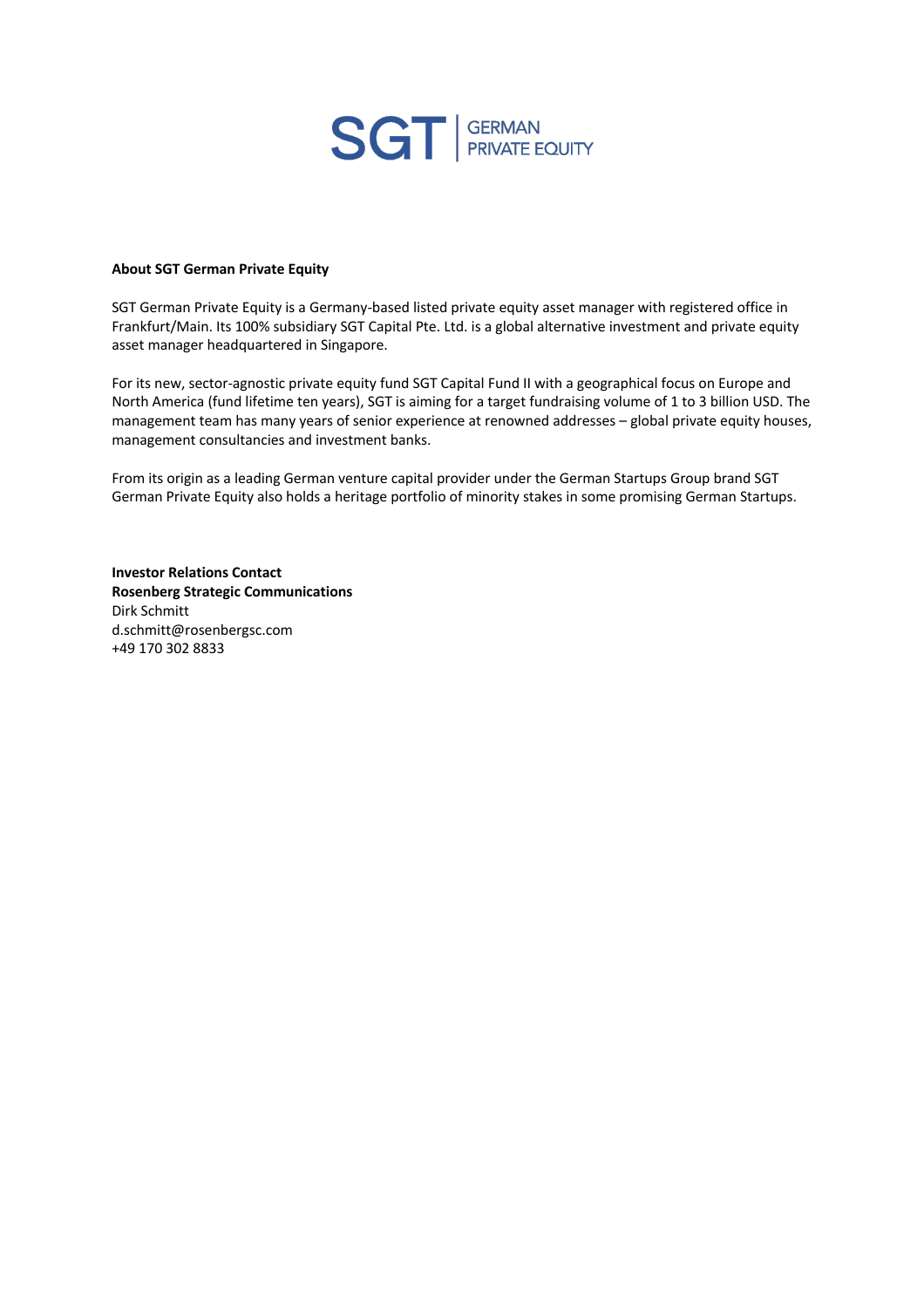**About SGT German Private Equity**

SGT German Private Equity is a Germany-based listed private equity asset manager with registered office in Frankfurt/Main. Its 100% subsidiary SGT Capital Pte. Ltd. is a global alternative investment and private equity asset manager headquartered in Singapore.

For its new, sector-agnostic private equity fund SGT Capital Fund II with a geographical focus on Europe and North America (fund lifetime ten years), SGT is aiming for a target fundraising volume of 1 to 3 billion USD. The management team has many years of senior experience at renowned addresses – global private equity houses, management consultancies and investment banks.

From its origin as a leading German venture capital provider under the German Startups Group brand SGT German Private Equity also holds a heritage portfolio of minority stakes in some promising German Startups.

**Investor Relations Contact**
**Rosenberg Strategic Communications**
Dirk Schmitt
d.schmitt@rosenbergsc.com
+49 170 302 8833